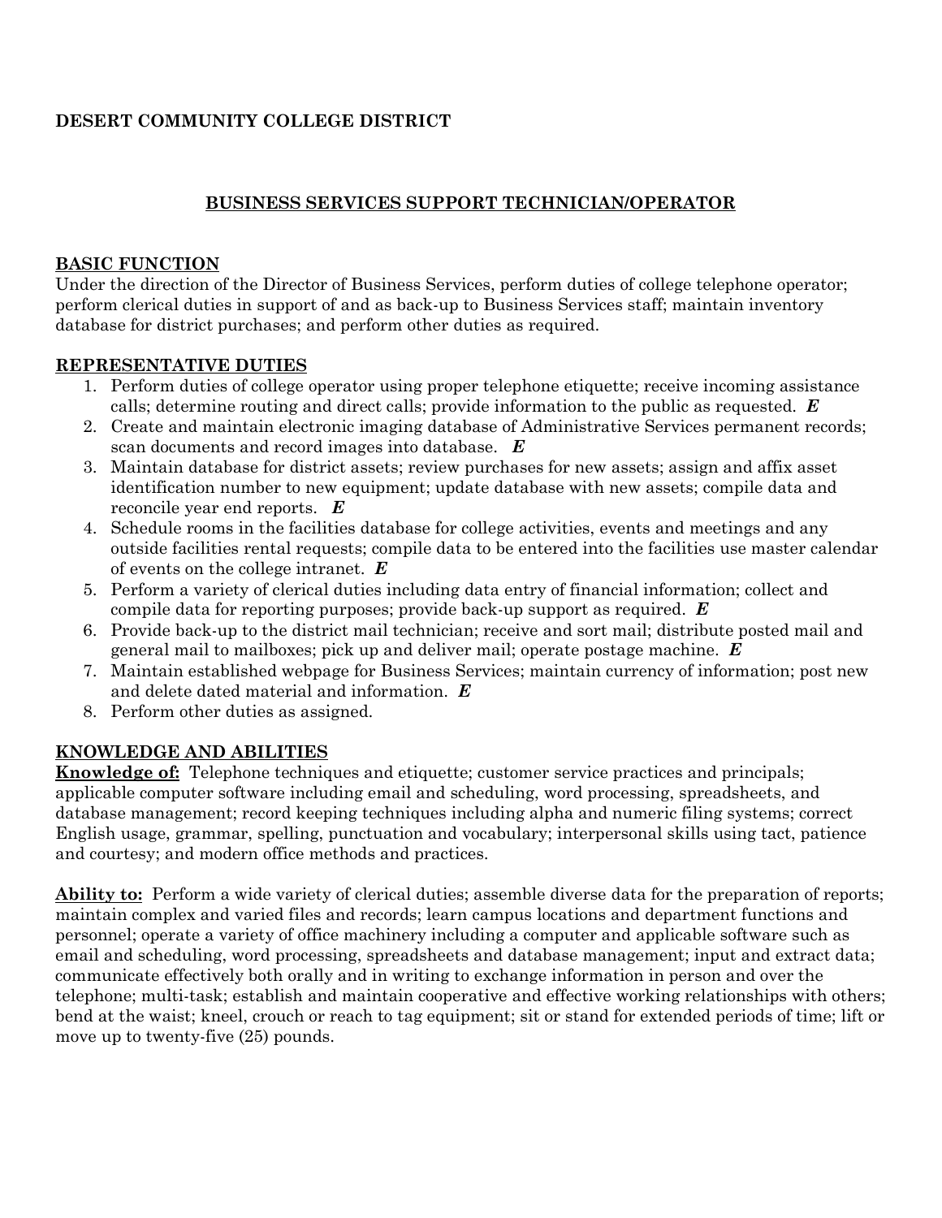**DESERT COMMUNITY COLLEGE DISTRICT**

# BUSINESS SERVICES SUPPORT TECHNICIAN/OPERATOR

## BASIC FUNCTION

Under the direction of the Director of Business Services, perform duties of college telephone operator; perform clerical duties in support of and as back-up to Business Services staff; maintain inventory database for district purchases; and perform other duties as required.

## REPRESENTATIVE DUTIES

1. Perform duties of college operator using proper telephone etiquette; receive incoming assistance calls; determine routing and direct calls; provide information to the public as requested. ***E***
2. Create and maintain electronic imaging database of Administrative Services permanent records; scan documents and record images into database. ***E***
3. Maintain database for district assets; review purchases for new assets; assign and affix asset identification number to new equipment; update database with new assets; compile data and reconcile year end reports. ***E***
4. Schedule rooms in the facilities database for college activities, events and meetings and any outside facilities rental requests; compile data to be entered into the facilities use master calendar of events on the college intranet. ***E***
5. Perform a variety of clerical duties including data entry of financial information; collect and compile data for reporting purposes; provide back-up support as required. ***E***
6. Provide back-up to the district mail technician; receive and sort mail; distribute posted mail and general mail to mailboxes; pick up and deliver mail; operate postage machine. ***E***
7. Maintain established webpage for Business Services; maintain currency of information; post new and delete dated material and information. ***E***
8. Perform other duties as assigned.

## KNOWLEDGE AND ABILITIES

**Knowledge of:** Telephone techniques and etiquette; customer service practices and principals; applicable computer software including email and scheduling, word processing, spreadsheets, and database management; record keeping techniques including alpha and numeric filing systems; correct English usage, grammar, spelling, punctuation and vocabulary; interpersonal skills using tact, patience and courtesy; and modern office methods and practices.

**Ability to:** Perform a wide variety of clerical duties; assemble diverse data for the preparation of reports; maintain complex and varied files and records; learn campus locations and department functions and personnel; operate a variety of office machinery including a computer and applicable software such as email and scheduling, word processing, spreadsheets and database management; input and extract data; communicate effectively both orally and in writing to exchange information in person and over the telephone; multi-task; establish and maintain cooperative and effective working relationships with others; bend at the waist; kneel, crouch or reach to tag equipment; sit or stand for extended periods of time; lift or move up to twenty-five (25) pounds.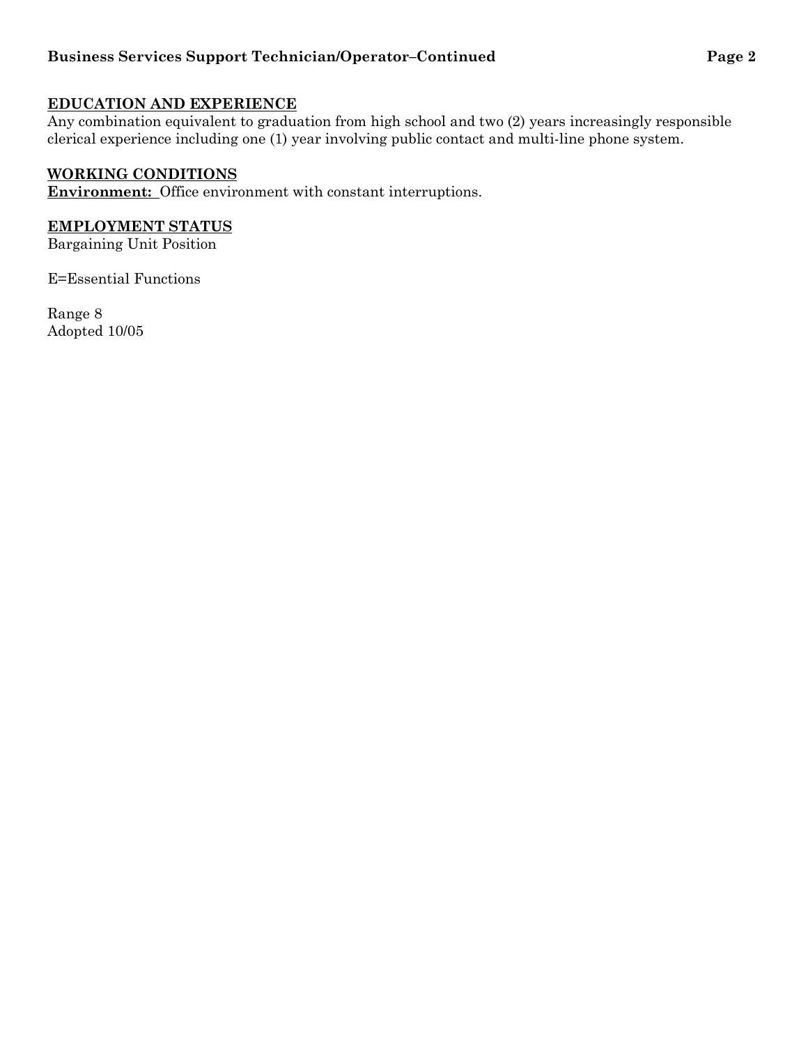## EDUCATION AND EXPERIENCE

Any combination equivalent to graduation from high school and two (2) years increasingly responsible clerical experience including one (1) year involving public contact and multi-line phone system.

## WORKING CONDITIONS

**Environment:** Office environment with constant interruptions.

## EMPLOYMENT STATUS

Bargaining Unit Position

E=Essential Functions

Range 8
Adopted 10/05